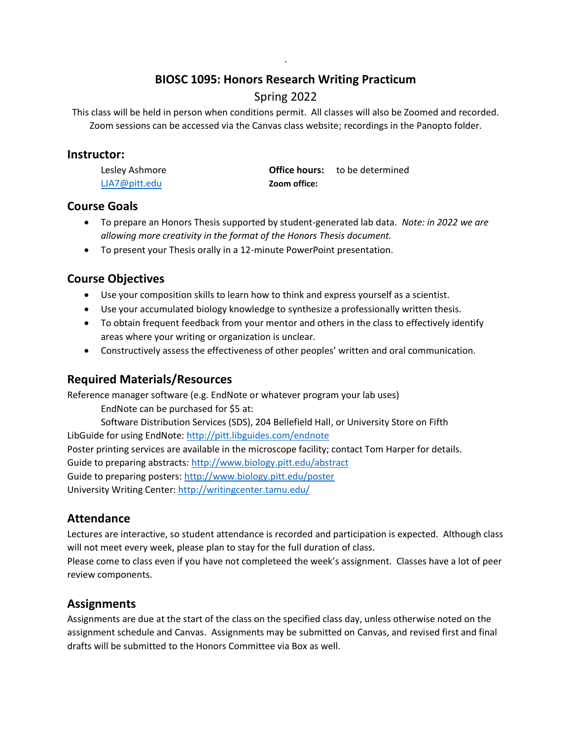# BIOSC 1095: Honors Research Writing Practicum

Spring 2022

This class will be held in person when conditions permit. All classes will also be Zoomed and recorded. Zoom sessions can be accessed via the Canvas class website; recordings in the Panopto folder.

## Instructor:

Lesley Ashmore
LJA7@pitt.edu

**Office hours:** to be determined
**Zoom office:**

## Course Goals

- To prepare an Honors Thesis supported by student-generated lab data. *Note: in 2022 we are allowing more creativity in the format of the Honors Thesis document.*
- To present your Thesis orally in a 12-minute PowerPoint presentation.

## Course Objectives

- Use your composition skills to learn how to think and express yourself as a scientist.
- Use your accumulated biology knowledge to synthesize a professionally written thesis.
- To obtain frequent feedback from your mentor and others in the class to effectively identify areas where your writing or organization is unclear.
- Constructively assess the effectiveness of other peoples' written and oral communication.

## Required Materials/Resources

Reference manager software (e.g. EndNote or whatever program your lab uses)

EndNote can be purchased for $5 at:
Software Distribution Services (SDS), 204 Bellefield Hall, or University Store on Fifth

LibGuide for using EndNote: http://pitt.libguides.com/endnote
Poster printing services are available in the microscope facility; contact Tom Harper for details.
Guide to preparing abstracts: http://www.biology.pitt.edu/abstract
Guide to preparing posters: http://www.biology.pitt.edu/poster
University Writing Center: http://writingcenter.tamu.edu/

## Attendance

Lectures are interactive, so student attendance is recorded and participation is expected. Although class will not meet every week, please plan to stay for the full duration of class.
Please come to class even if you have not completeed the week's assignment. Classes have a lot of peer review components.

## Assignments

Assignments are due at the start of the class on the specified class day, unless otherwise noted on the assignment schedule and Canvas. Assignments may be submitted on Canvas, and revised first and final drafts will be submitted to the Honors Committee via Box as well.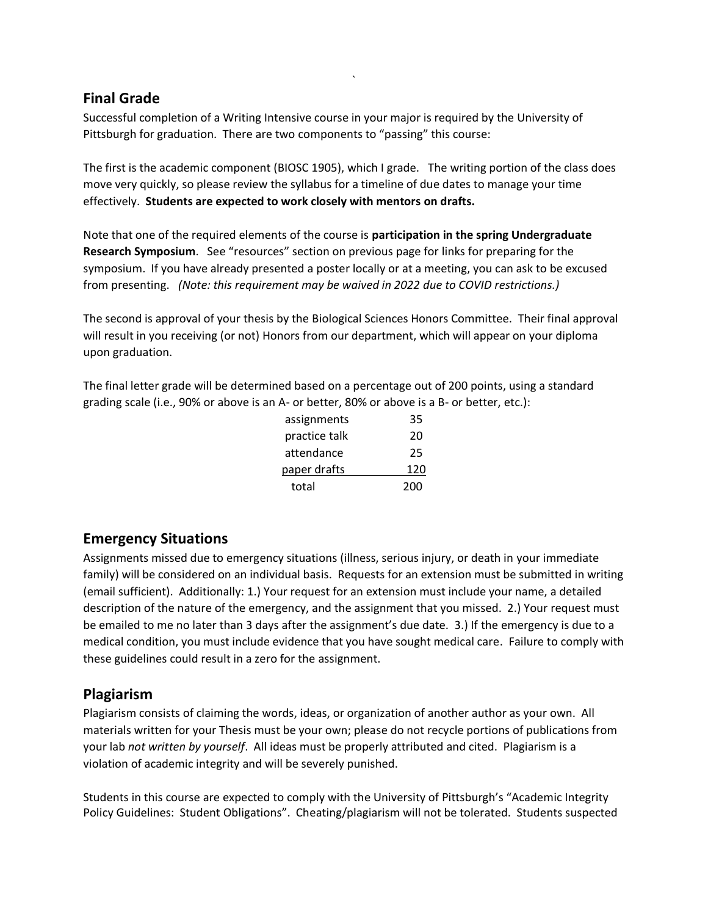## Final Grade

Successful completion of a Writing Intensive course in your major is required by the University of Pittsburgh for graduation. There are two components to "passing" this course:

The first is the academic component (BIOSC 1905), which I grade. The writing portion of the class does move very quickly, so please review the syllabus for a timeline of due dates to manage your time effectively. **Students are expected to work closely with mentors on drafts.**

Note that one of the required elements of the course is **participation in the spring Undergraduate Research Symposium**. See "resources" section on previous page for links for preparing for the symposium. If you have already presented a poster locally or at a meeting, you can ask to be excused from presenting. *(Note: this requirement may be waived in 2022 due to COVID restrictions.)*

The second is approval of your thesis by the Biological Sciences Honors Committee. Their final approval will result in you receiving (or not) Honors from our department, which will appear on your diploma upon graduation.

The final letter grade will be determined based on a percentage out of 200 points, using a standard grading scale (i.e., 90% or above is an A- or better, 80% or above is a B- or better, etc.):

| | |
|---|---|
| assignments | 35 |
| practice talk | 20 |
| attendance | 25 |
| paper drafts | 120 |
| total | 200 |

## Emergency Situations

Assignments missed due to emergency situations (illness, serious injury, or death in your immediate family) will be considered on an individual basis. Requests for an extension must be submitted in writing (email sufficient). Additionally: 1.) Your request for an extension must include your name, a detailed description of the nature of the emergency, and the assignment that you missed. 2.) Your request must be emailed to me no later than 3 days after the assignment's due date. 3.) If the emergency is due to a medical condition, you must include evidence that you have sought medical care. Failure to comply with these guidelines could result in a zero for the assignment.

## Plagiarism

Plagiarism consists of claiming the words, ideas, or organization of another author as your own. All materials written for your Thesis must be your own; please do not recycle portions of publications from your lab *not written by yourself*. All ideas must be properly attributed and cited. Plagiarism is a violation of academic integrity and will be severely punished.

Students in this course are expected to comply with the University of Pittsburgh's "Academic Integrity Policy Guidelines: Student Obligations". Cheating/plagiarism will not be tolerated. Students suspected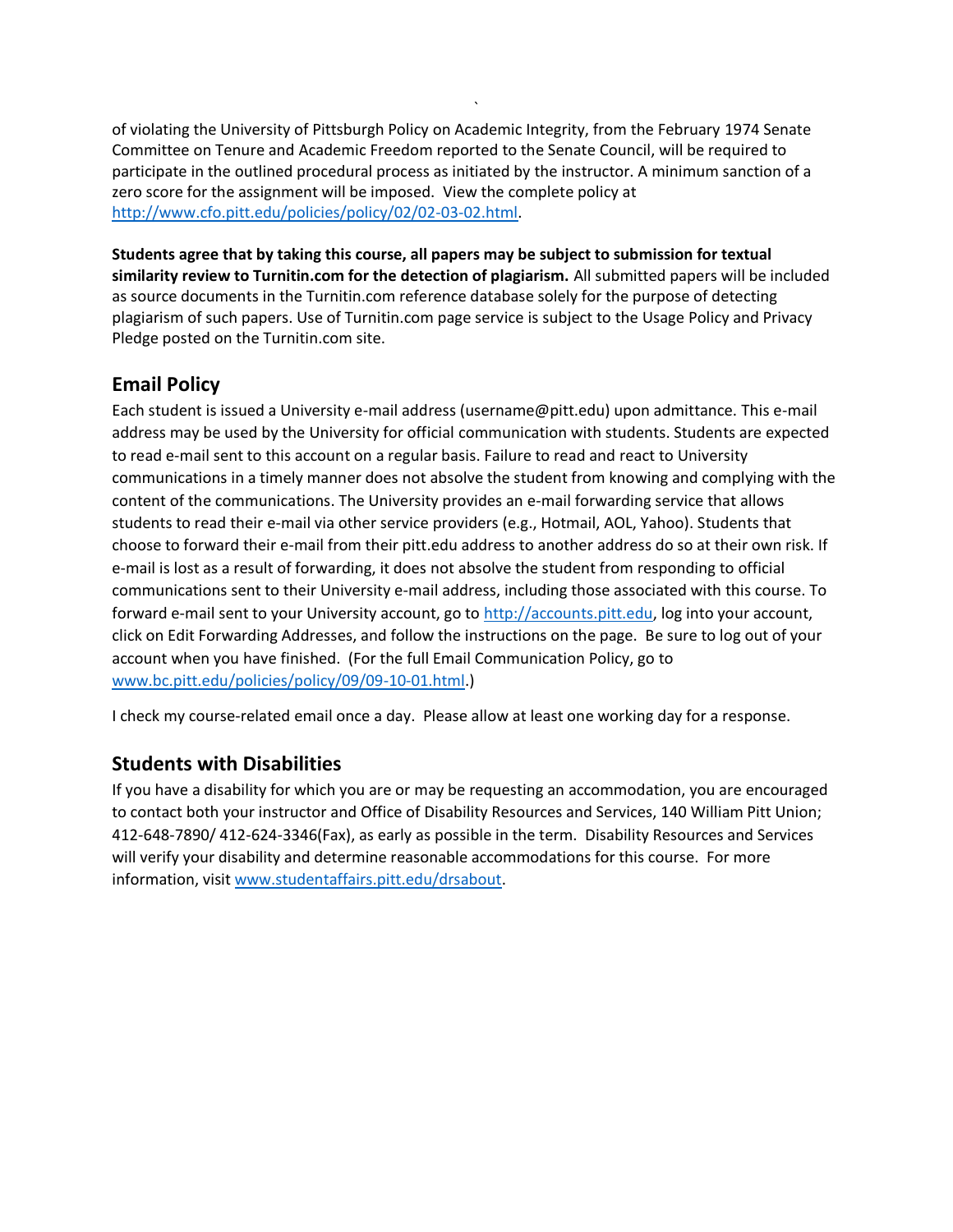of violating the University of Pittsburgh Policy on Academic Integrity, from the February 1974 Senate Committee on Tenure and Academic Freedom reported to the Senate Council, will be required to participate in the outlined procedural process as initiated by the instructor. A minimum sanction of a zero score for the assignment will be imposed. View the complete policy at http://www.cfo.pitt.edu/policies/policy/02/02-03-02.html.

**Students agree that by taking this course, all papers may be subject to submission for textual similarity review to Turnitin.com for the detection of plagiarism.** All submitted papers will be included as source documents in the Turnitin.com reference database solely for the purpose of detecting plagiarism of such papers. Use of Turnitin.com page service is subject to the Usage Policy and Privacy Pledge posted on the Turnitin.com site.

## Email Policy

Each student is issued a University e-mail address (username@pitt.edu) upon admittance. This e-mail address may be used by the University for official communication with students. Students are expected to read e-mail sent to this account on a regular basis. Failure to read and react to University communications in a timely manner does not absolve the student from knowing and complying with the content of the communications. The University provides an e-mail forwarding service that allows students to read their e-mail via other service providers (e.g., Hotmail, AOL, Yahoo). Students that choose to forward their e-mail from their pitt.edu address to another address do so at their own risk. If e-mail is lost as a result of forwarding, it does not absolve the student from responding to official communications sent to their University e-mail address, including those associated with this course. To forward e-mail sent to your University account, go to http://accounts.pitt.edu, log into your account, click on Edit Forwarding Addresses, and follow the instructions on the page. Be sure to log out of your account when you have finished. (For the full Email Communication Policy, go to www.bc.pitt.edu/policies/policy/09/09-10-01.html.)

I check my course-related email once a day. Please allow at least one working day for a response.

## Students with Disabilities

If you have a disability for which you are or may be requesting an accommodation, you are encouraged to contact both your instructor and Office of Disability Resources and Services, 140 William Pitt Union; 412-648-7890/ 412-624-3346(Fax), as early as possible in the term. Disability Resources and Services will verify your disability and determine reasonable accommodations for this course. For more information, visit www.studentaffairs.pitt.edu/drsabout.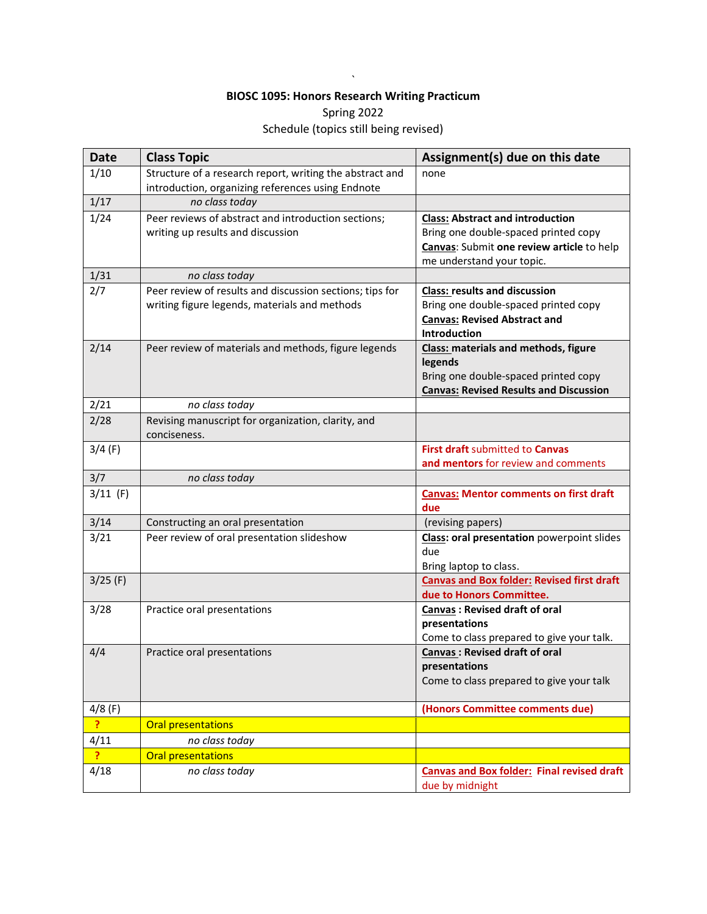`

**BIOSC 1095: Honors Research Writing Practicum**

Spring 2022

Schedule (topics still being revised)

| Date | Class Topic | Assignment(s) due on this date |
|---|---|---|
| 1/10 | Structure of a research report, writing the abstract and introduction, organizing references using Endnote | none |
| 1/17 | *no class today* | |
| 1/24 | Peer reviews of abstract and introduction sections; writing up results and discussion | **Class: Abstract and introduction** Bring one double-spaced printed copy **Canvas**: Submit **one review article** to help me understand your topic. |
| 1/31 | *no class today* | |
| 2/7 | Peer review of results and discussion sections; tips for writing figure legends, materials and methods | **Class: results and discussion** Bring one double-spaced printed copy **Canvas: Revised Abstract and Introduction** |
| 2/14 | Peer review of materials and methods, figure legends | **Class: materials and methods, figure legends** Bring one double-spaced printed copy **Canvas: Revised Results and Discussion** |
| 2/21 | *no class today* | |
| 2/28 | Revising manuscript for organization, clarity, and conciseness. | |
| 3/4 (F) | | **First draft** submitted to **Canvas and mentors** for review and comments |
| 3/7 | *no class today* | |
| 3/11 (F) | | **Canvas: Mentor comments on first draft due** |
| 3/14 | Constructing an oral presentation | (revising papers) |
| 3/21 | Peer review of oral presentation slideshow | **Class**: **oral presentation** powerpoint slides due Bring laptop to class. |
| 3/25 (F) | | **Canvas and Box folder: Revised first draft due to Honors Committee.** |
| 3/28 | Practice oral presentations | **Canvas : Revised draft of oral presentations** Come to class prepared to give your talk. |
| 4/4 | Practice oral presentations | **Canvas : Revised draft of oral presentations** Come to class prepared to give your talk |
| 4/8 (F) | | **(Honors Committee comments due)** |
| **?** | Oral presentations | |
| 4/11 | *no class today* | |
| **?** | Oral presentations | |
| 4/18 | *no class today* | **Canvas and Box folder: Final revised draft** due by midnight |